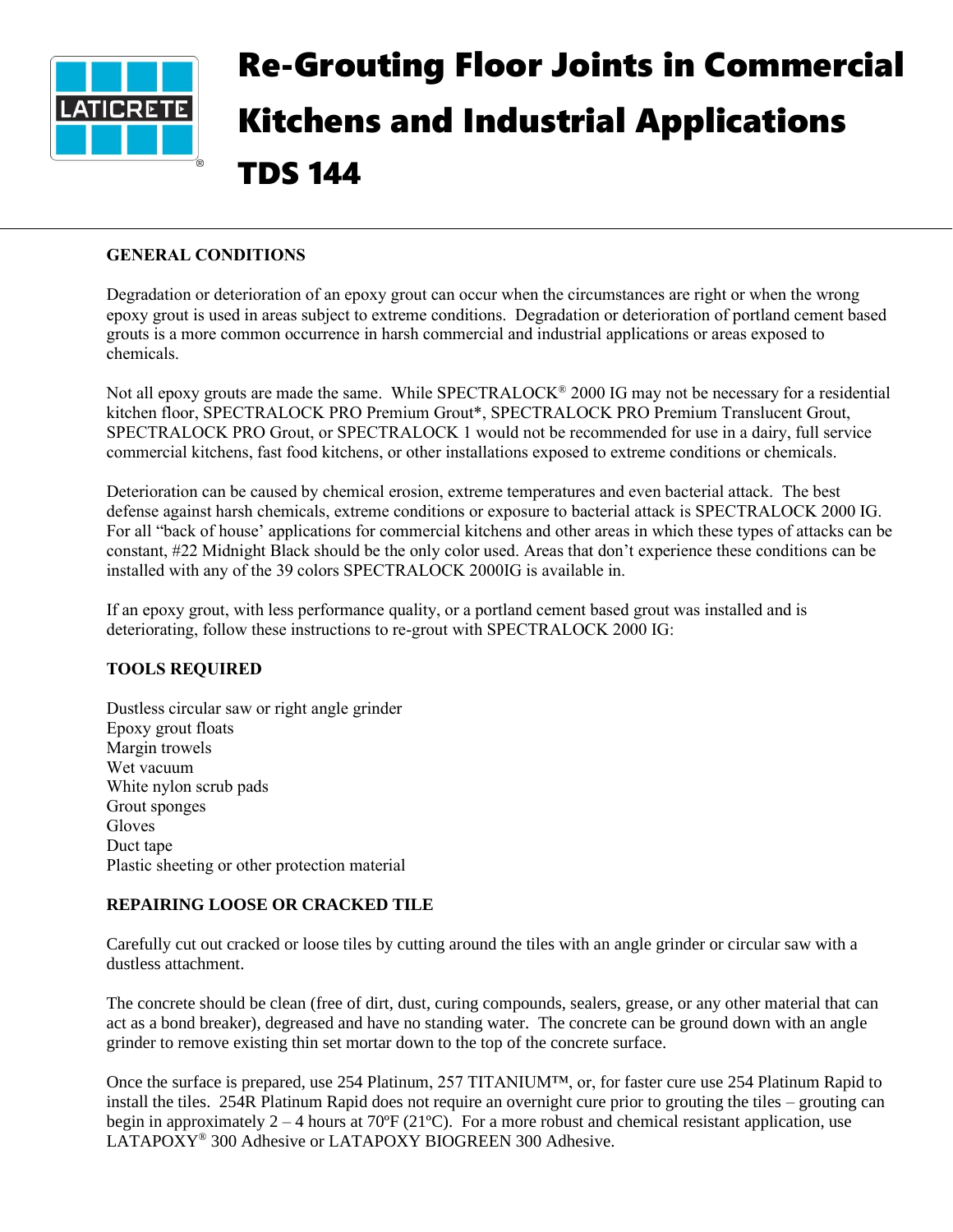# Re-Grouting Floor Joints in Commercial Kitchens and Industrial Applications

# TDS 144

## GENERAL CONDITIONS

Degradation or deterioration of an epoxy grout can occur when the circumstances are right or when the wrong epoxy grout is used in areas subject to extreme conditions. Degradation or deterioration of portland cement based grouts is a more common occurrence in harsh commercial and industrial applications or areas exposed to chemicals.

Not all epoxy grouts are made the same. While SPECTRALOCK® 2000 IG may not be necessary for a residential kitchen floor, SPECTRALOCK PRO Premium Grout*, SPECTRALOCK PRO Premium Translucent Grout, SPECTRALOCK PRO Grout, or SPECTRALOCK 1 would not be recommended for use in a dairy, full service commercial kitchens, fast food kitchens, or other installations exposed to extreme conditions or chemicals.

Deterioration can be caused by chemical erosion, extreme temperatures and even bacterial attack. The best defense against harsh chemicals, extreme conditions or exposure to bacterial attack is SPECTRALOCK 2000 IG. For all "back of house' applications for commercial kitchens and other areas in which these types of attacks can be constant, #22 Midnight Black should be the only color used. Areas that don't experience these conditions can be installed with any of the 39 colors SPECTRALOCK 2000IG is available in.

If an epoxy grout, with less performance quality, or a portland cement based grout was installed and is deteriorating, follow these instructions to re-grout with SPECTRALOCK 2000 IG:

## TOOLS REQUIRED

Dustless circular saw or right angle grinder
Epoxy grout floats
Margin trowels
Wet vacuum
White nylon scrub pads
Grout sponges
Gloves
Duct tape
Plastic sheeting or other protection material

## REPAIRING LOOSE OR CRACKED TILE

Carefully cut out cracked or loose tiles by cutting around the tiles with an angle grinder or circular saw with a dustless attachment.

The concrete should be clean (free of dirt, dust, curing compounds, sealers, grease, or any other material that can act as a bond breaker), degreased and have no standing water. The concrete can be ground down with an angle grinder to remove existing thin set mortar down to the top of the concrete surface.

Once the surface is prepared, use 254 Platinum, 257 TITANIUM™, or, for faster cure use 254 Platinum Rapid to install the tiles. 254R Platinum Rapid does not require an overnight cure prior to grouting the tiles – grouting can begin in approximately 2 – 4 hours at 70ºF (21ºC). For a more robust and chemical resistant application, use LATAPOXY® 300 Adhesive or LATAPOXY BIOGREEN 300 Adhesive.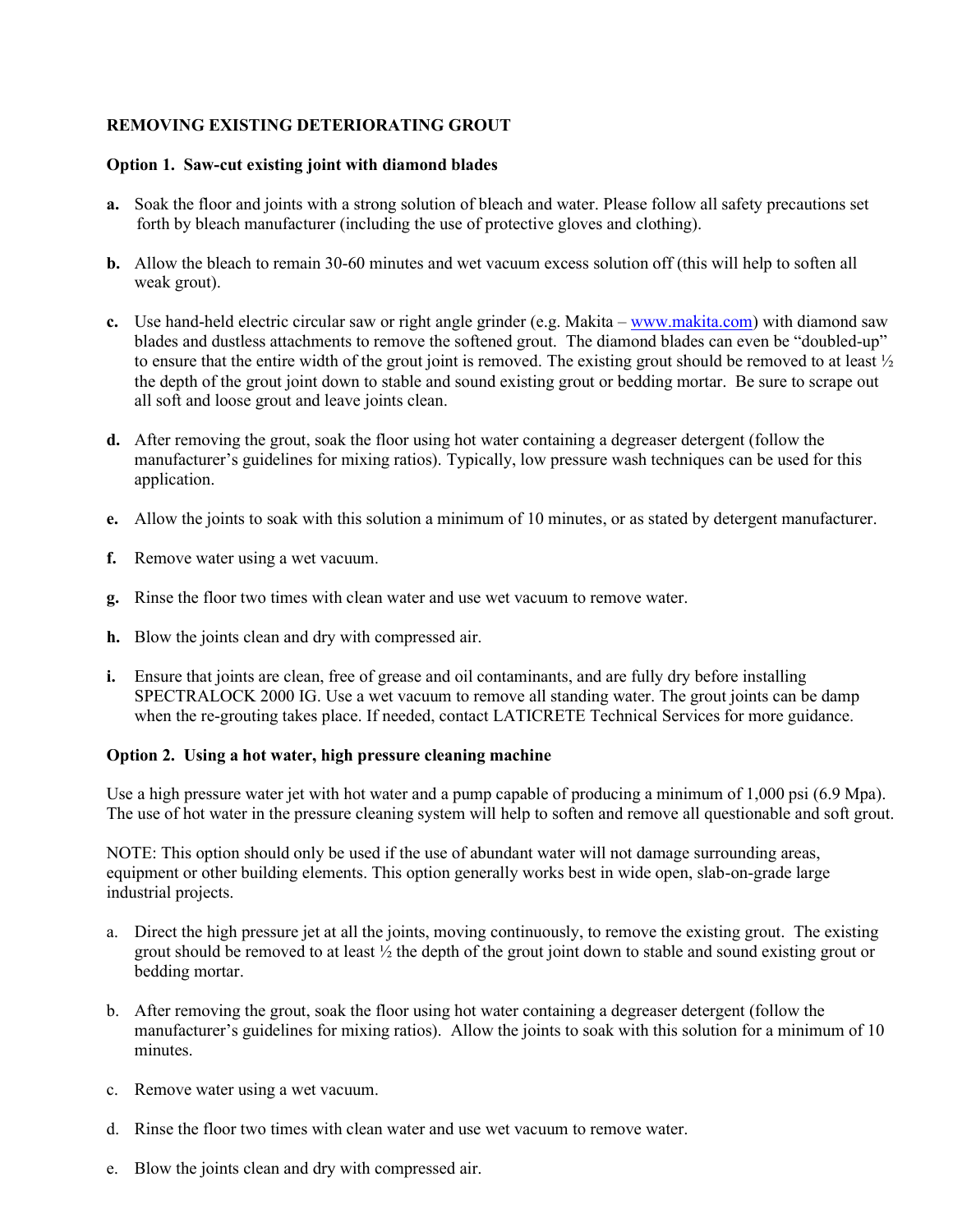## REMOVING EXISTING DETERIORATING GROUT

### Option 1. Saw-cut existing joint with diamond blades

**a.** Soak the floor and joints with a strong solution of bleach and water. Please follow all safety precautions set forth by bleach manufacturer (including the use of protective gloves and clothing).

**b.** Allow the bleach to remain 30-60 minutes and wet vacuum excess solution off (this will help to soften all weak grout).

**c.** Use hand-held electric circular saw or right angle grinder (e.g. Makita – www.makita.com) with diamond saw blades and dustless attachments to remove the softened grout. The diamond blades can even be "doubled-up" to ensure that the entire width of the grout joint is removed. The existing grout should be removed to at least ½ the depth of the grout joint down to stable and sound existing grout or bedding mortar. Be sure to scrape out all soft and loose grout and leave joints clean.

**d.** After removing the grout, soak the floor using hot water containing a degreaser detergent (follow the manufacturer's guidelines for mixing ratios). Typically, low pressure wash techniques can be used for this application.

**e.** Allow the joints to soak with this solution a minimum of 10 minutes, or as stated by detergent manufacturer.

**f.** Remove water using a wet vacuum.

**g.** Rinse the floor two times with clean water and use wet vacuum to remove water.

**h.** Blow the joints clean and dry with compressed air.

**i.** Ensure that joints are clean, free of grease and oil contaminants, and are fully dry before installing SPECTRALOCK 2000 IG. Use a wet vacuum to remove all standing water. The grout joints can be damp when the re-grouting takes place. If needed, contact LATICRETE Technical Services for more guidance.

### Option 2. Using a hot water, high pressure cleaning machine

Use a high pressure water jet with hot water and a pump capable of producing a minimum of 1,000 psi (6.9 Mpa). The use of hot water in the pressure cleaning system will help to soften and remove all questionable and soft grout.

NOTE: This option should only be used if the use of abundant water will not damage surrounding areas, equipment or other building elements. This option generally works best in wide open, slab-on-grade large industrial projects.

a. Direct the high pressure jet at all the joints, moving continuously, to remove the existing grout. The existing grout should be removed to at least ½ the depth of the grout joint down to stable and sound existing grout or bedding mortar.

b. After removing the grout, soak the floor using hot water containing a degreaser detergent (follow the manufacturer's guidelines for mixing ratios). Allow the joints to soak with this solution for a minimum of 10 minutes.

c. Remove water using a wet vacuum.

d. Rinse the floor two times with clean water and use wet vacuum to remove water.

e. Blow the joints clean and dry with compressed air.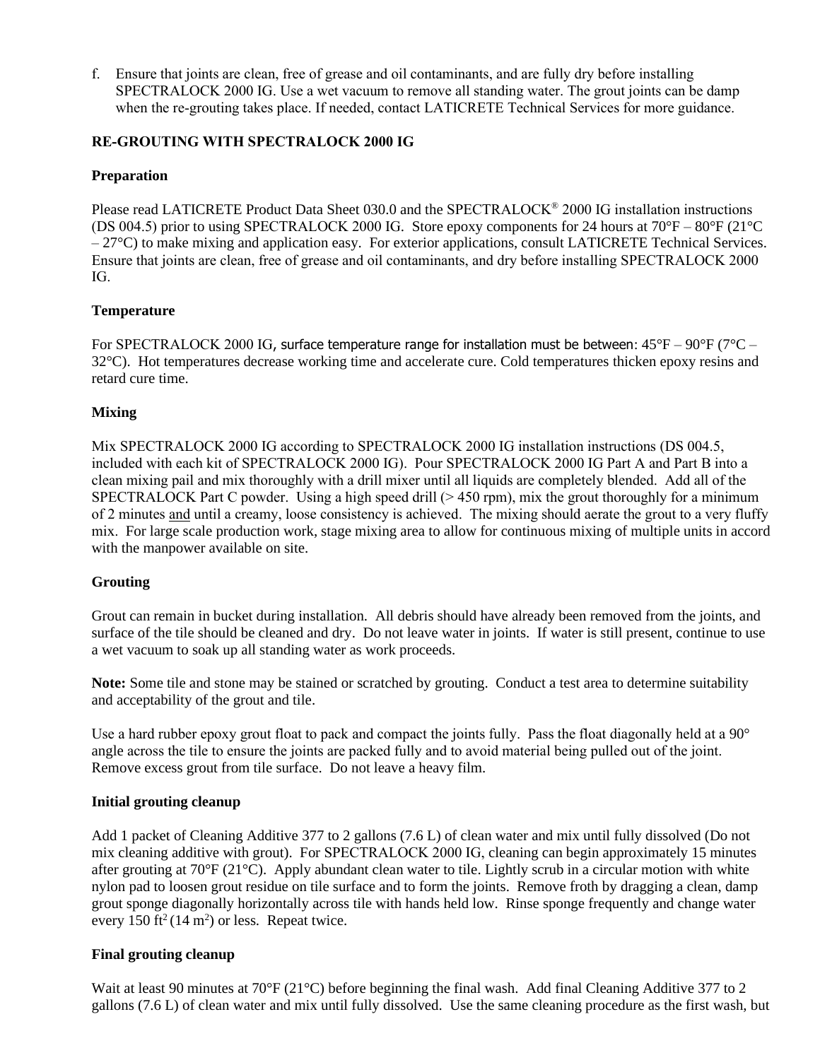f. Ensure that joints are clean, free of grease and oil contaminants, and are fully dry before installing SPECTRALOCK 2000 IG. Use a wet vacuum to remove all standing water. The grout joints can be damp when the re-grouting takes place. If needed, contact LATICRETE Technical Services for more guidance.

## RE-GROUTING WITH SPECTRALOCK 2000 IG

### Preparation

Please read LATICRETE Product Data Sheet 030.0 and the SPECTRALOCK® 2000 IG installation instructions (DS 004.5) prior to using SPECTRALOCK 2000 IG. Store epoxy components for 24 hours at 70°F – 80°F (21°C – 27°C) to make mixing and application easy. For exterior applications, consult LATICRETE Technical Services. Ensure that joints are clean, free of grease and oil contaminants, and dry before installing SPECTRALOCK 2000 IG.

### Temperature

For SPECTRALOCK 2000 IG, surface temperature range for installation must be between: 45°F – 90°F (7°C – 32°C). Hot temperatures decrease working time and accelerate cure. Cold temperatures thicken epoxy resins and retard cure time.

### Mixing

Mix SPECTRALOCK 2000 IG according to SPECTRALOCK 2000 IG installation instructions (DS 004.5, included with each kit of SPECTRALOCK 2000 IG). Pour SPECTRALOCK 2000 IG Part A and Part B into a clean mixing pail and mix thoroughly with a drill mixer until all liquids are completely blended. Add all of the SPECTRALOCK Part C powder. Using a high speed drill (> 450 rpm), mix the grout thoroughly for a minimum of 2 minutes and until a creamy, loose consistency is achieved. The mixing should aerate the grout to a very fluffy mix. For large scale production work, stage mixing area to allow for continuous mixing of multiple units in accord with the manpower available on site.

### Grouting

Grout can remain in bucket during installation. All debris should have already been removed from the joints, and surface of the tile should be cleaned and dry. Do not leave water in joints. If water is still present, continue to use a wet vacuum to soak up all standing water as work proceeds.

**Note:** Some tile and stone may be stained or scratched by grouting. Conduct a test area to determine suitability and acceptability of the grout and tile.

Use a hard rubber epoxy grout float to pack and compact the joints fully. Pass the float diagonally held at a 90° angle across the tile to ensure the joints are packed fully and to avoid material being pulled out of the joint. Remove excess grout from tile surface. Do not leave a heavy film.

### Initial grouting cleanup

Add 1 packet of Cleaning Additive 377 to 2 gallons (7.6 L) of clean water and mix until fully dissolved (Do not mix cleaning additive with grout). For SPECTRALOCK 2000 IG, cleaning can begin approximately 15 minutes after grouting at 70°F (21°C). Apply abundant clean water to tile. Lightly scrub in a circular motion with white nylon pad to loosen grout residue on tile surface and to form the joints. Remove froth by dragging a clean, damp grout sponge diagonally horizontally across tile with hands held low. Rinse sponge frequently and change water every 150 $ft^2$ (14 $m^2$) or less. Repeat twice.

### Final grouting cleanup

Wait at least 90 minutes at 70°F (21°C) before beginning the final wash. Add final Cleaning Additive 377 to 2 gallons (7.6 L) of clean water and mix until fully dissolved. Use the same cleaning procedure as the first wash, but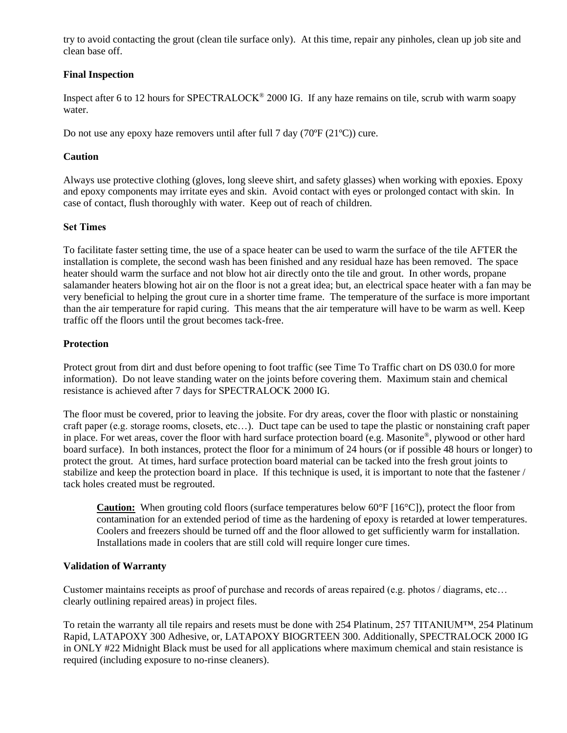try to avoid contacting the grout (clean tile surface only). At this time, repair any pinholes, clean up job site and clean base off.

**Final Inspection**

Inspect after 6 to 12 hours for SPECTRALOCK® 2000 IG. If any haze remains on tile, scrub with warm soapy water.

Do not use any epoxy haze removers until after full 7 day (70ºF (21ºC)) cure.

**Caution**

Always use protective clothing (gloves, long sleeve shirt, and safety glasses) when working with epoxies. Epoxy and epoxy components may irritate eyes and skin. Avoid contact with eyes or prolonged contact with skin. In case of contact, flush thoroughly with water. Keep out of reach of children.

**Set Times**

To facilitate faster setting time, the use of a space heater can be used to warm the surface of the tile AFTER the installation is complete, the second wash has been finished and any residual haze has been removed. The space heater should warm the surface and not blow hot air directly onto the tile and grout. In other words, propane salamander heaters blowing hot air on the floor is not a great idea; but, an electrical space heater with a fan may be very beneficial to helping the grout cure in a shorter time frame. The temperature of the surface is more important than the air temperature for rapid curing. This means that the air temperature will have to be warm as well. Keep traffic off the floors until the grout becomes tack-free.

**Protection**

Protect grout from dirt and dust before opening to foot traffic (see Time To Traffic chart on DS 030.0 for more information). Do not leave standing water on the joints before covering them. Maximum stain and chemical resistance is achieved after 7 days for SPECTRALOCK 2000 IG.

The floor must be covered, prior to leaving the jobsite. For dry areas, cover the floor with plastic or nonstaining craft paper (e.g. storage rooms, closets, etc…). Duct tape can be used to tape the plastic or nonstaining craft paper in place. For wet areas, cover the floor with hard surface protection board (e.g. Masonite®, plywood or other hard board surface). In both instances, protect the floor for a minimum of 24 hours (or if possible 48 hours or longer) to protect the grout. At times, hard surface protection board material can be tacked into the fresh grout joints to stabilize and keep the protection board in place. If this technique is used, it is important to note that the fastener / tack holes created must be regrouted.

> **Caution:** When grouting cold floors (surface temperatures below 60°F [16°C]), protect the floor from contamination for an extended period of time as the hardening of epoxy is retarded at lower temperatures. Coolers and freezers should be turned off and the floor allowed to get sufficiently warm for installation. Installations made in coolers that are still cold will require longer cure times.

**Validation of Warranty**

Customer maintains receipts as proof of purchase and records of areas repaired (e.g. photos / diagrams, etc… clearly outlining repaired areas) in project files.

To retain the warranty all tile repairs and resets must be done with 254 Platinum, 257 TITANIUM™, 254 Platinum Rapid, LATAPOXY 300 Adhesive, or, LATAPOXY BIOGRTEEN 300. Additionally, SPECTRALOCK 2000 IG in ONLY #22 Midnight Black must be used for all applications where maximum chemical and stain resistance is required (including exposure to no-rinse cleaners).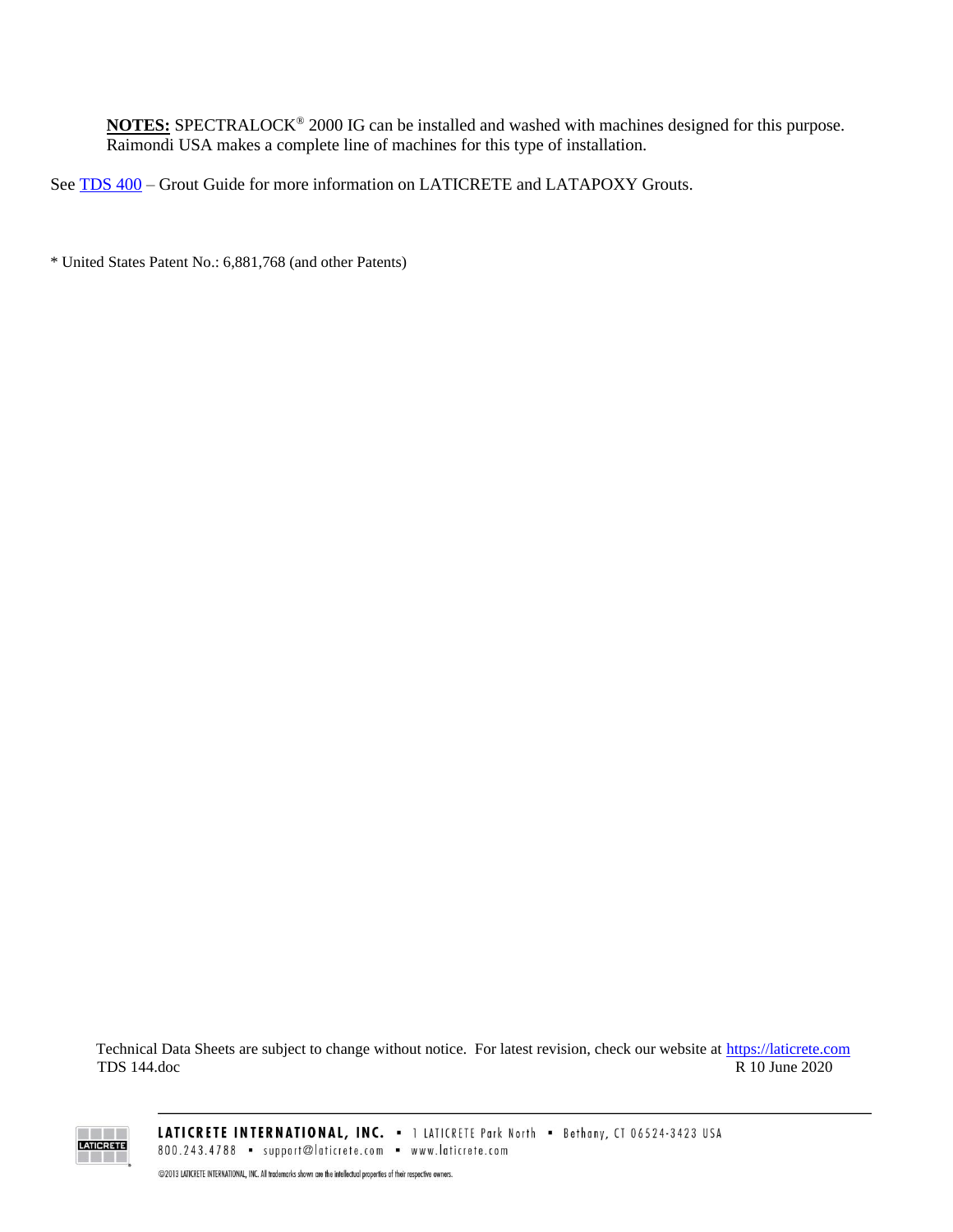**NOTES:** SPECTRALOCK® 2000 IG can be installed and washed with machines designed for this purpose. Raimondi USA makes a complete line of machines for this type of installation.

See [TDS 400](TDS 400) – Grout Guide for more information on LATICRETE and LATAPOXY Grouts.

* United States Patent No.: 6,881,768 (and other Patents)

Technical Data Sheets are subject to change without notice. For latest revision, check our website at [https://laticrete.com](https://laticrete.com)
TDS 144.doc R 10 June 2020

**LATICRETE INTERNATIONAL, INC.** ▪ 1 LATICRETE Park North ▪ Bethany, CT 06524-3423 USA
800.243.4788 ▪ support@laticrete.com ▪ www.laticrete.com

©2013 LATICRETE INTERNATIONAL, INC. All trademarks shown are the intellectual properties of their respective owners.